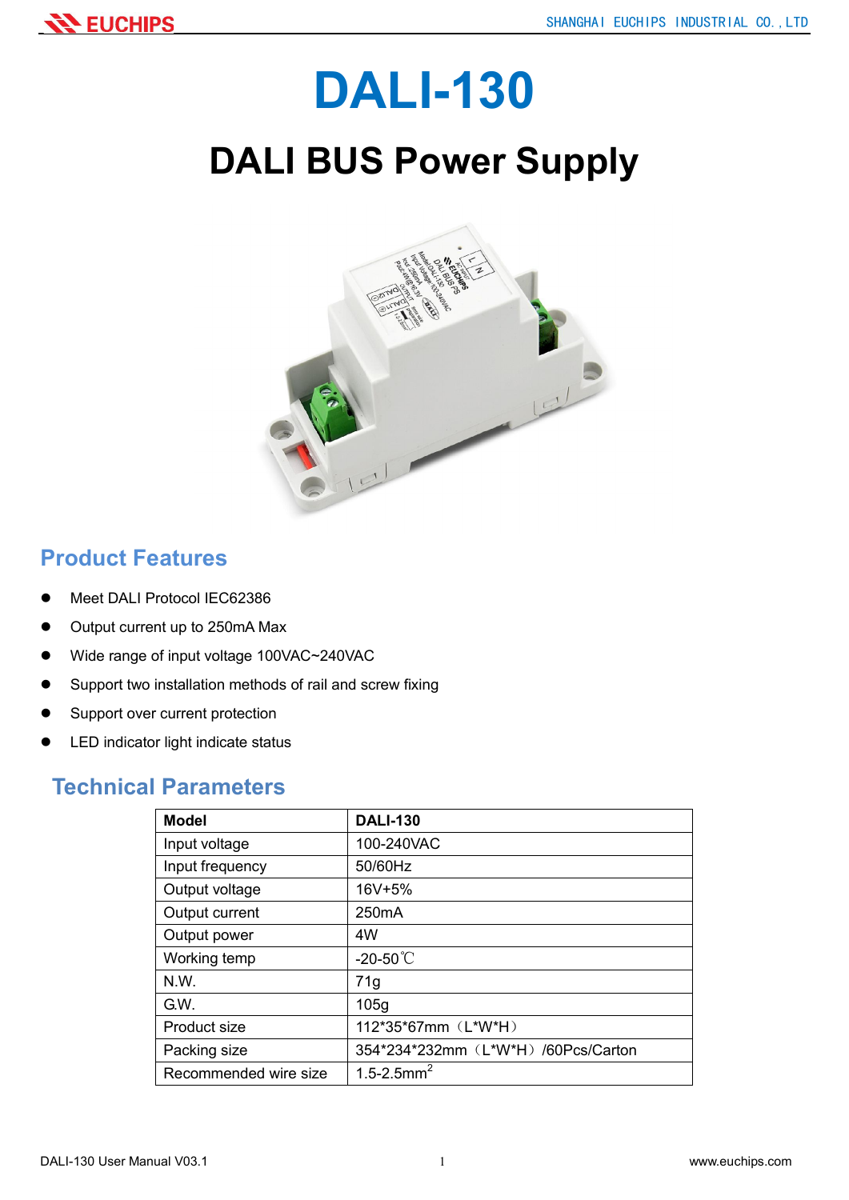# DALI-130

## DALI BUS Power Supply

## Product Features

- Meet DALI Protocol IEC62386
- Output current up to 250mA Max
- Wide range of input voltage 100VAC~240VAC
- Support two installation methods of rail and screw fixing
- Support over current protection
- LED indicator light indicate status

## Technical Parameters

| **Model** | **DALI-130** |
|---|---|
| Input voltage | 100-240VAC |
| Input frequency | 50/60Hz |
| Output voltage | 16V+5% |
| Output current | 250mA |
| Output power | 4W |
| Working temp | -20-50℃ |
| N.W. | 71g |
| G.W. | 105g |
| Product size | 112*35*67mm（L*W*H） |
| Packing size | 354*234*232mm（L*W*H）/60Pcs/Carton |
| Recommended wire size | 1.5-2.5mm$^2$ |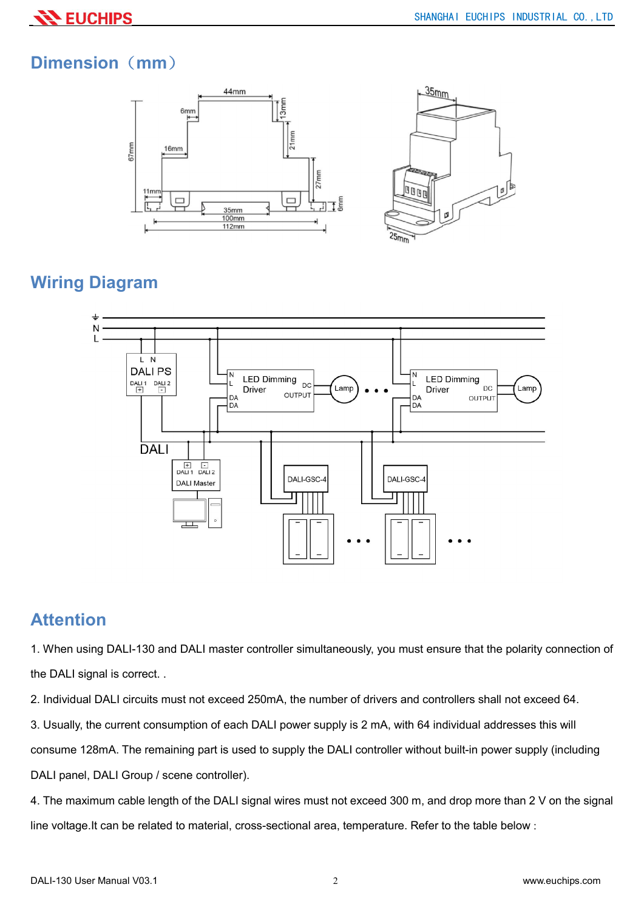## Dimension（mm）

## Wiring Diagram

## Attention

1. When using DALI-130 and DALI master controller simultaneously, you must ensure that the polarity connection of the DALI signal is correct. .

2. Individual DALI circuits must not exceed 250mA, the number of drivers and controllers shall not exceed 64.

3. Usually, the current consumption of each DALI power supply is 2 mA, with 64 individual addresses this will consume 128mA. The remaining part is used to supply the DALI controller without built-in power supply (including DALI panel, DALI Group / scene controller).

4. The maximum cable length of the DALI signal wires must not exceed 300 m, and drop more than 2 V on the signal line voltage.It can be related to material, cross-sectional area, temperature. Refer to the table below :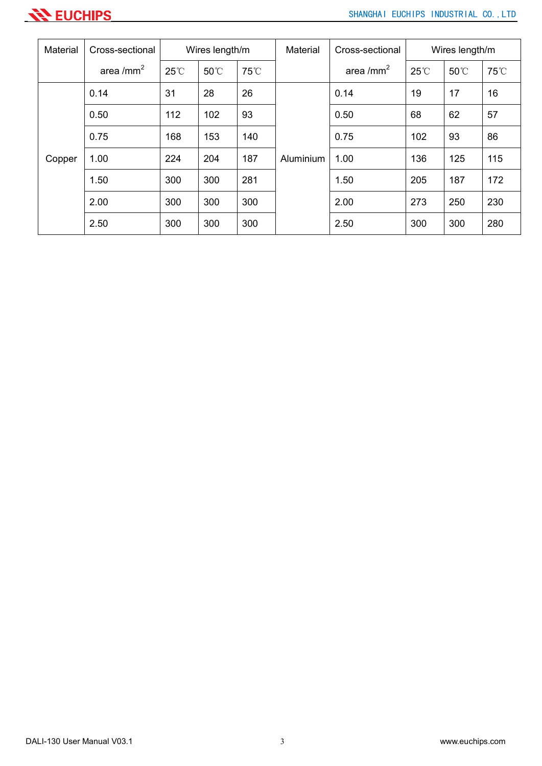| Material | Cross-sectional area /mm$^2$ | Wires length/m | | | Material | Cross-sectional area /mm$^2$ | Wires length/m | | |
|---|---|---|---|---|---|---|---|---|---|
| | | 25℃ | 50℃ | 75℃ | | | 25℃ | 50℃ | 75℃ |
| Copper | 0.14 | 31 | 28 | 26 | Aluminium | 0.14 | 19 | 17 | 16 |
| | 0.50 | 112 | 102 | 93 | | 0.50 | 68 | 62 | 57 |
| | 0.75 | 168 | 153 | 140 | | 0.75 | 102 | 93 | 86 |
| | 1.00 | 224 | 204 | 187 | | 1.00 | 136 | 125 | 115 |
| | 1.50 | 300 | 300 | 281 | | 1.50 | 205 | 187 | 172 |
| | 2.00 | 300 | 300 | 300 | | 2.00 | 273 | 250 | 230 |
| | 2.50 | 300 | 300 | 300 | | 2.50 | 300 | 300 | 280 |